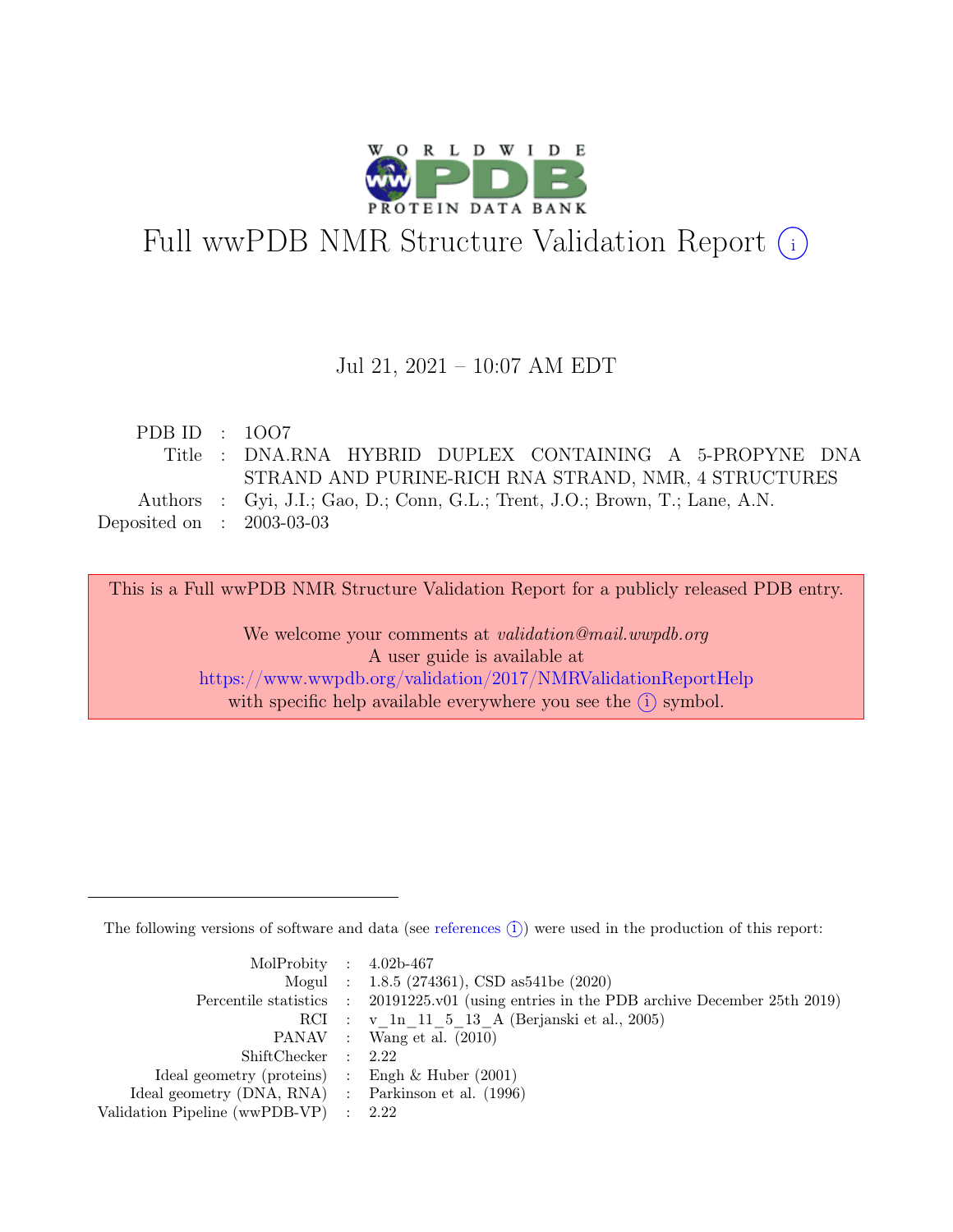# Full wwPDB NMR Structure Validation Report (i)

Jul 21, 2021 – 10:07 AM EDT

| | | |
|---|---|---|
| PDB ID | : | 1OO7 |
| Title | : | DNA.RNA HYBRID DUPLEX CONTAINING A 5-PROPYNE DNA STRAND AND PURINE-RICH RNA STRAND, NMR, 4 STRUCTURES |
| Authors | : | Gyi, J.I.; Gao, D.; Conn, G.L.; Trent, J.O.; Brown, T.; Lane, A.N. |
| Deposited on | : | 2003-03-03 |

This is a Full wwPDB NMR Structure Validation Report for a publicly released PDB entry.

We welcome your comments at *validation@mail.wwpdb.org*
A user guide is available at
https://www.wwpdb.org/validation/2017/NMRValidationReportHelp
with specific help available everywhere you see the (i) symbol.

---

The following versions of software and data (see references (i)) were used in the production of this report:

| | | |
|---|---|---|
| MolProbity | : | 4.02b-467 |
| Mogul | : | 1.8.5 (274361), CSD as541be (2020) |
| Percentile statistics | : | 20191225.v01 (using entries in the PDB archive December 25th 2019) |
| RCI | : | v_1n_11_5_13_A (Berjanski et al., 2005) |
| PANAV | : | Wang et al. (2010) |
| ShiftChecker | : | 2.22 |
| Ideal geometry (proteins) | : | Engh & Huber (2001) |
| Ideal geometry (DNA, RNA) | : | Parkinson et al. (1996) |
| Validation Pipeline (wwPDB-VP) | : | 2.22 |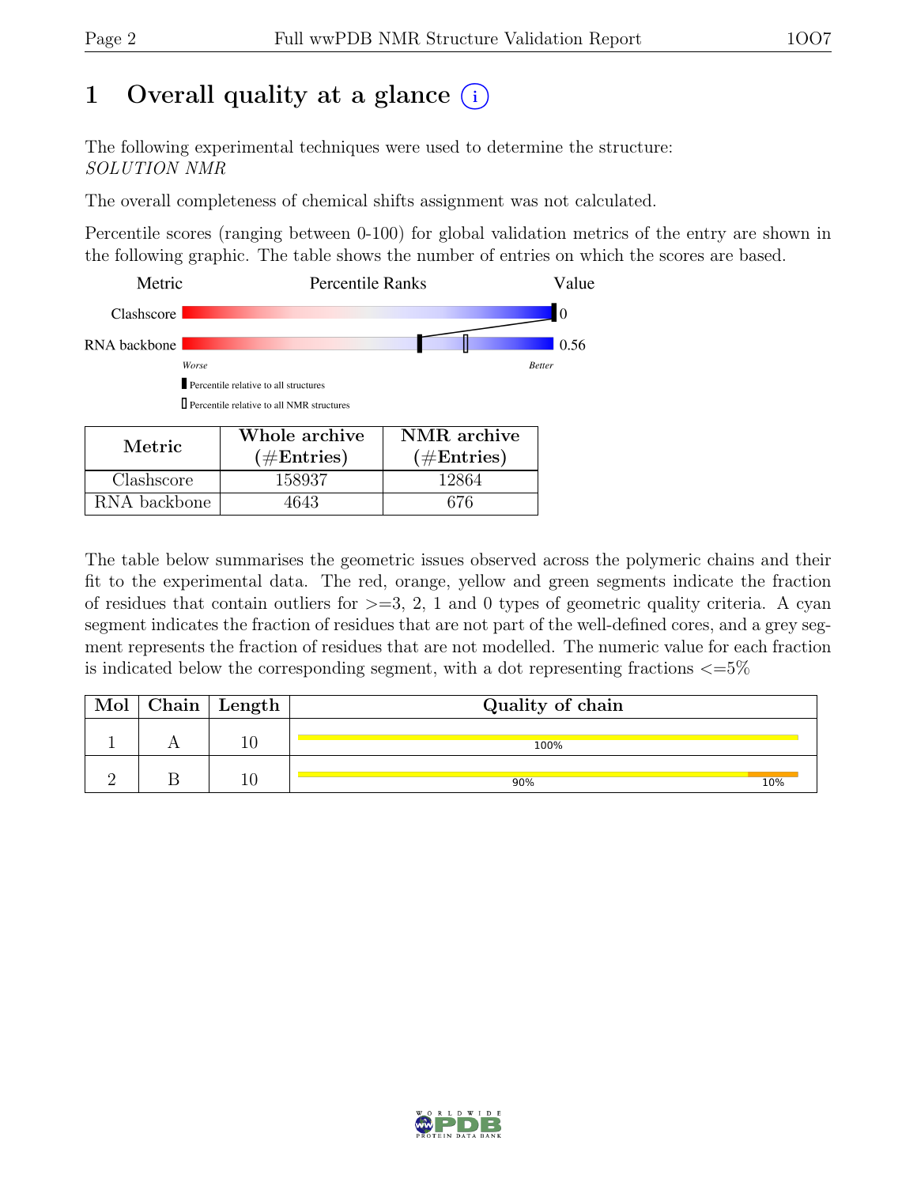# 1 Overall quality at a glance (i)

The following experimental techniques were used to determine the structure:
*SOLUTION NMR*

The overall completeness of chemical shifts assignment was not calculated.

Percentile scores (ranging between 0-100) for global validation metrics of the entry are shown in the following graphic. The table shows the number of entries on which the scores are based.

| Metric | Percentile Ranks | Value |
|---|---|---|
| Clashscore | | 0 |
| RNA backbone | | 0.56 |

Worse — Better

▮ Percentile relative to all structures

▯ Percentile relative to all NMR structures

| Metric | Whole archive (#Entries) | NMR archive (#Entries) |
|---|---|---|
| Clashscore | 158937 | 12864 |
| RNA backbone | 4643 | 676 |

The table below summarises the geometric issues observed across the polymeric chains and their fit to the experimental data. The red, orange, yellow and green segments indicate the fraction of residues that contain outliers for >=3, 2, 1 and 0 types of geometric quality criteria. A cyan segment indicates the fraction of residues that are not part of the well-defined cores, and a grey segment represents the fraction of residues that are not modelled. The numeric value for each fraction is indicated below the corresponding segment, with a dot representing fractions <=5%

| Mol | Chain | Length | Quality of chain |
|---|---|---|---|
| 1 | A | 10 | 100% |
| 2 | B | 10 | 90% 10% |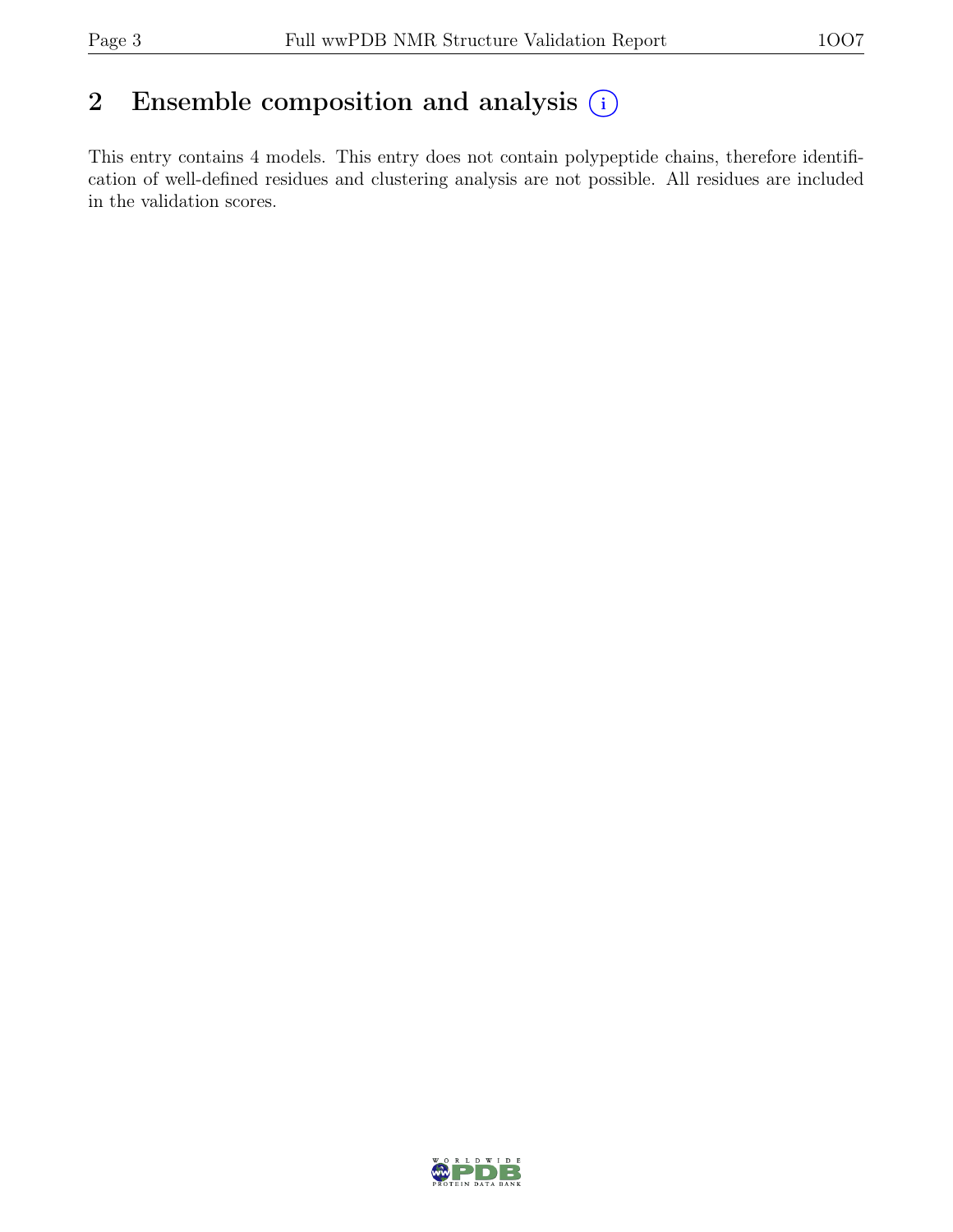## 2 Ensemble composition and analysis

This entry contains 4 models. This entry does not contain polypeptide chains, therefore identification of well-defined residues and clustering analysis are not possible. All residues are included in the validation scores.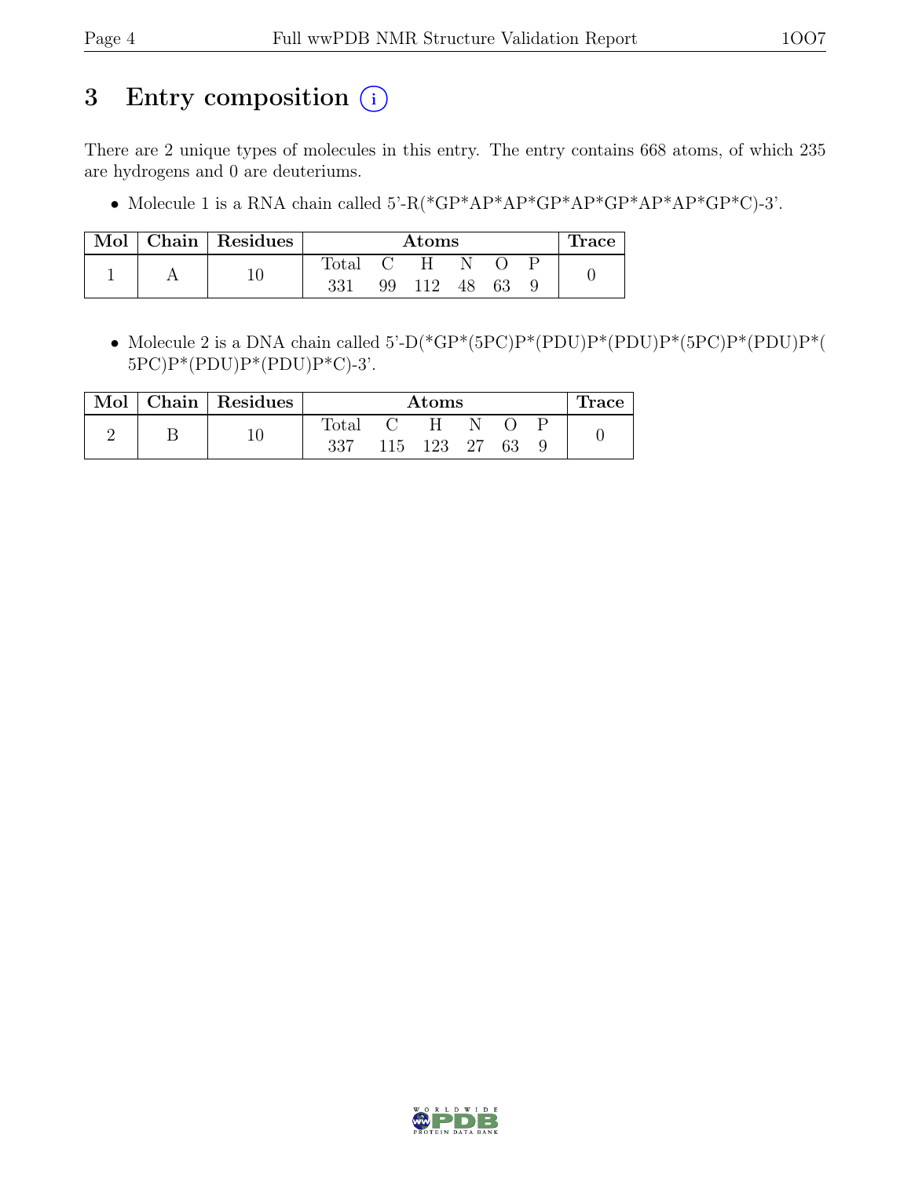# 3 Entry composition (i)

There are 2 unique types of molecules in this entry. The entry contains 668 atoms, of which 235 are hydrogens and 0 are deuteriums.

- Molecule 1 is a RNA chain called 5'-R(*GP*AP*AP*GP*AP*GP*AP*AP*GP*C)-3'.

| Mol | Chain | Residues | Atoms | | | | | | Trace |
|---|---|---|---|---|---|---|---|---|---|
| | | | Total | C | H | N | O | P | |
| 1 | A | 10 | 331 | 99 | 112 | 48 | 63 | 9 | 0 |

- Molecule 2 is a DNA chain called 5'-D(*GP*(5PC)P*(PDU)P*(PDU)P*(5PC)P*(PDU)P*(5PC)P*(PDU)P*(PDU)P*C)-3'.

| Mol | Chain | Residues | Atoms | | | | | | Trace |
|---|---|---|---|---|---|---|---|---|---|
| | | | Total | C | H | N | O | P | |
| 2 | B | 10 | 337 | 115 | 123 | 27 | 63 | 9 | 0 |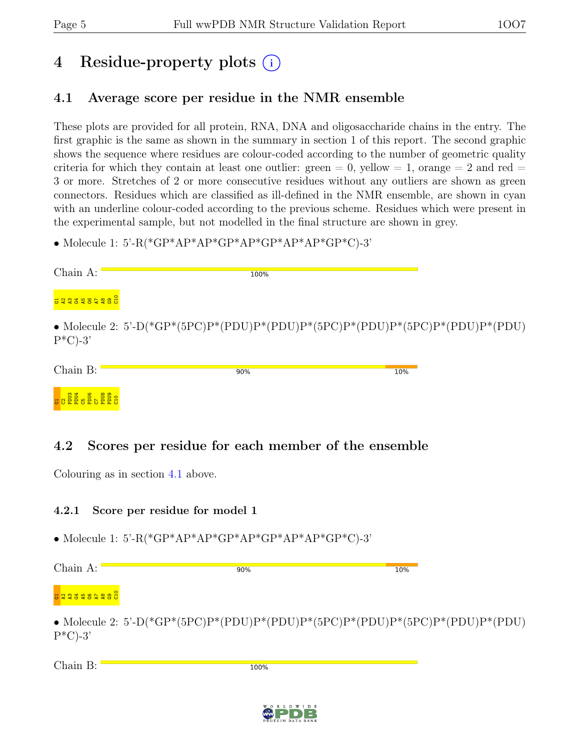# 4 Residue-property plots

## 4.1 Average score per residue in the NMR ensemble

These plots are provided for all protein, RNA, DNA and oligosaccharide chains in the entry. The first graphic is the same as shown in the summary in section 1 of this report. The second graphic shows the sequence where residues are colour-coded according to the number of geometric quality criteria for which they contain at least one outlier: green = 0, yellow = 1, orange = 2 and red = 3 or more. Stretches of 2 or more consecutive residues without any outliers are shown as green connectors. Residues which are classified as ill-defined in the NMR ensemble, are shown in cyan with an underline colour-coded according to the previous scheme. Residues which were present in the experimental sample, but not modelled in the final structure are shown in grey.

- Molecule 1: 5'-R(*GP*AP*AP*GP*AP*GP*AP*AP*GP*C)-3'

Chain A: 100%

G1 A2 A3 G4 A5 G6 A7 A8 G9 C10

- Molecule 2: 5'-D(*GP*(5PC)P*(PDU)P*(PDU)P*(5PC)P*(PDU)P*(5PC)P*(PDU)P*(PDU)P*C)-3'

Chain B: 90% 10%

G1 C2 PDU3 PDU4 C5 PDU6 C7 PDU8 PDU9 C10

## 4.2 Scores per residue for each member of the ensemble

Colouring as in section 4.1 above.

### 4.2.1 Score per residue for model 1

- Molecule 1: 5'-R(*GP*AP*AP*GP*AP*GP*AP*AP*GP*C)-3'

Chain A: 90% 10%

G1 A2 A3 G4 A5 G6 A7 A8 G9 C10

- Molecule 2: 5'-D(*GP*(5PC)P*(PDU)P*(PDU)P*(5PC)P*(PDU)P*(5PC)P*(PDU)P*(PDU)P*C)-3'

Chain B: 100%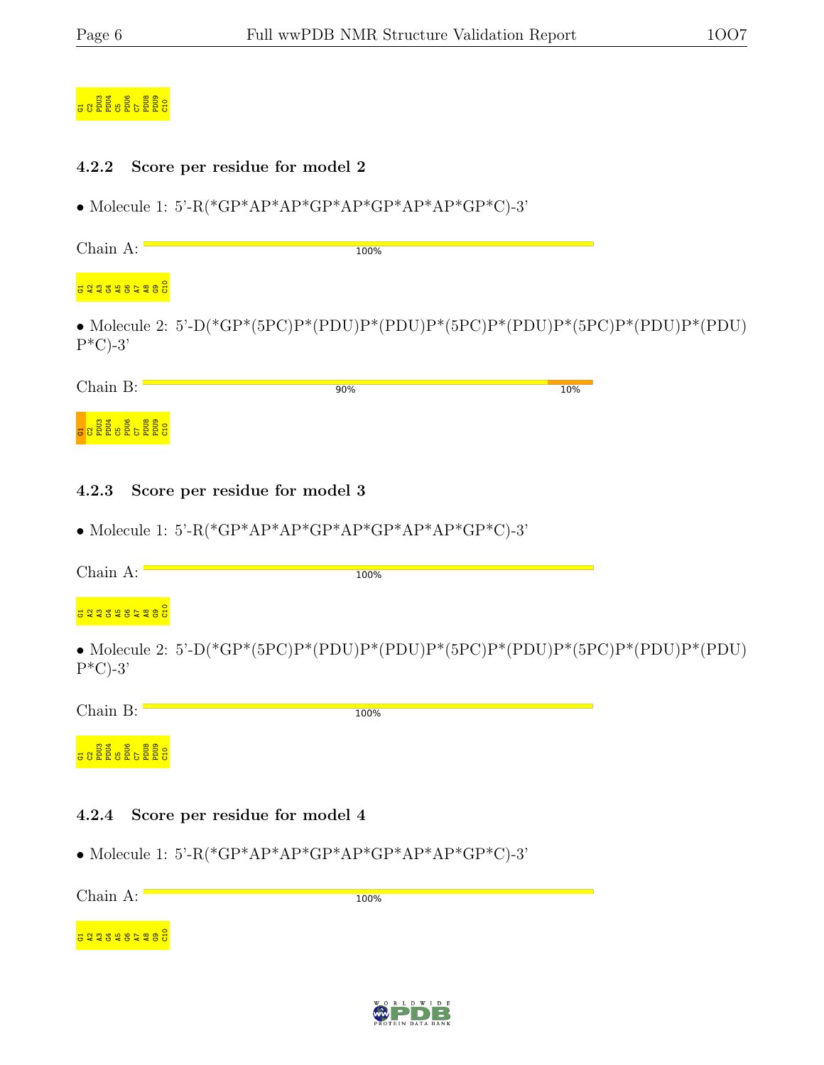G1 C2 PDU3 PDU4 C5 PDU6 C7 PDU8 PDU9 C10

### 4.2.2 Score per residue for model 2

- Molecule 1: 5'-R(*GP*AP*AP*GP*AP*GP*AP*AP*GP*C)-3'

Chain A: 100%

G1 A2 A3 G4 A5 G6 A7 A8 G9 C10

- Molecule 2: 5'-D(*GP*(5PC)P*(PDU)P*(PDU)P*(5PC)P*(PDU)P*(5PC)P*(PDU)P*(PDU)P*C)-3'

Chain B: 90% 10%

G1 C2 PDU3 PDU4 C5 PDU6 C7 PDU8 PDU9 C10

### 4.2.3 Score per residue for model 3

- Molecule 1: 5'-R(*GP*AP*AP*GP*AP*GP*AP*AP*GP*C)-3'

Chain A: 100%

G1 A2 A3 G4 A5 G6 A7 A8 G9 C10

- Molecule 2: 5'-D(*GP*(5PC)P*(PDU)P*(PDU)P*(5PC)P*(PDU)P*(5PC)P*(PDU)P*(PDU)P*C)-3'

Chain B: 100%

G1 C2 PDU3 PDU4 C5 PDU6 C7 PDU8 PDU9 C10

### 4.2.4 Score per residue for model 4

- Molecule 1: 5'-R(*GP*AP*AP*GP*AP*GP*AP*AP*GP*C)-3'

Chain A: 100%

G1 A2 A3 G4 A5 G6 A7 A8 G9 C10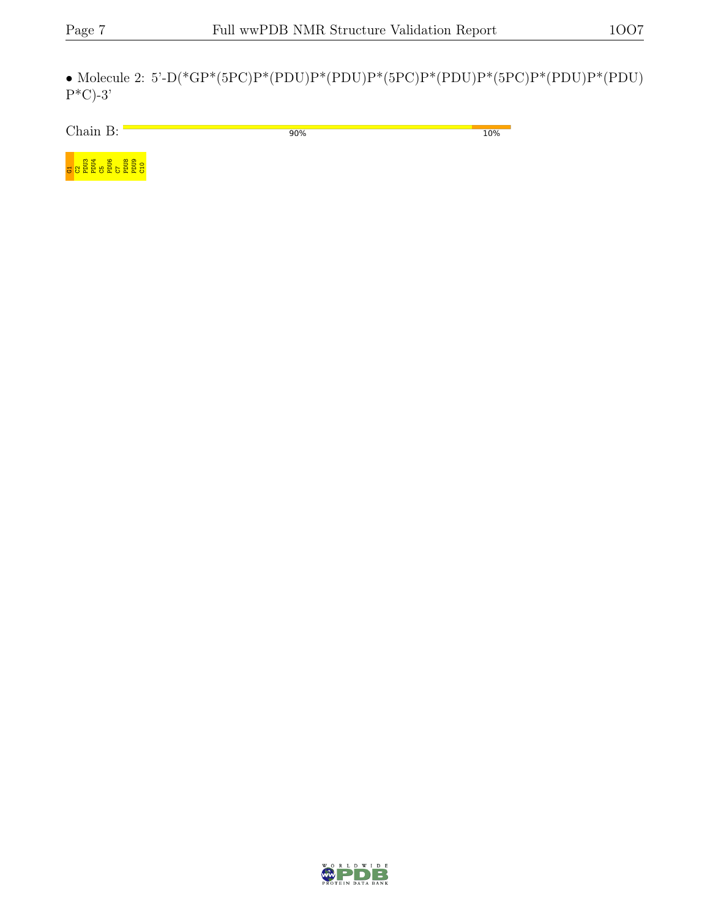• Molecule 2: 5'-D(*GP*(5PC)P*(PDU)P*(PDU)P*(5PC)P*(PDU)P*(5PC)P*(PDU)P*(PDU)P*C)-3'

Chain B: 90% 10%

G1 C2 PDU3 PDU4 C5 PDU6 C7 PDU8 PDU9 C10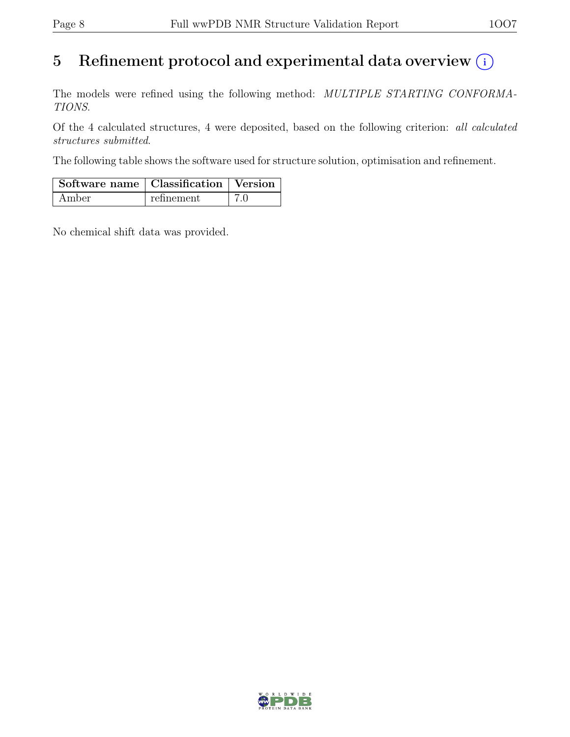# 5 Refinement protocol and experimental data overview (i)

The models were refined using the following method: *MULTIPLE STARTING CONFORMATIONS*.

Of the 4 calculated structures, 4 were deposited, based on the following criterion: *all calculated structures submitted*.

The following table shows the software used for structure solution, optimisation and refinement.

| Software name | Classification | Version |
|---|---|---|
| Amber | refinement | 7.0 |

No chemical shift data was provided.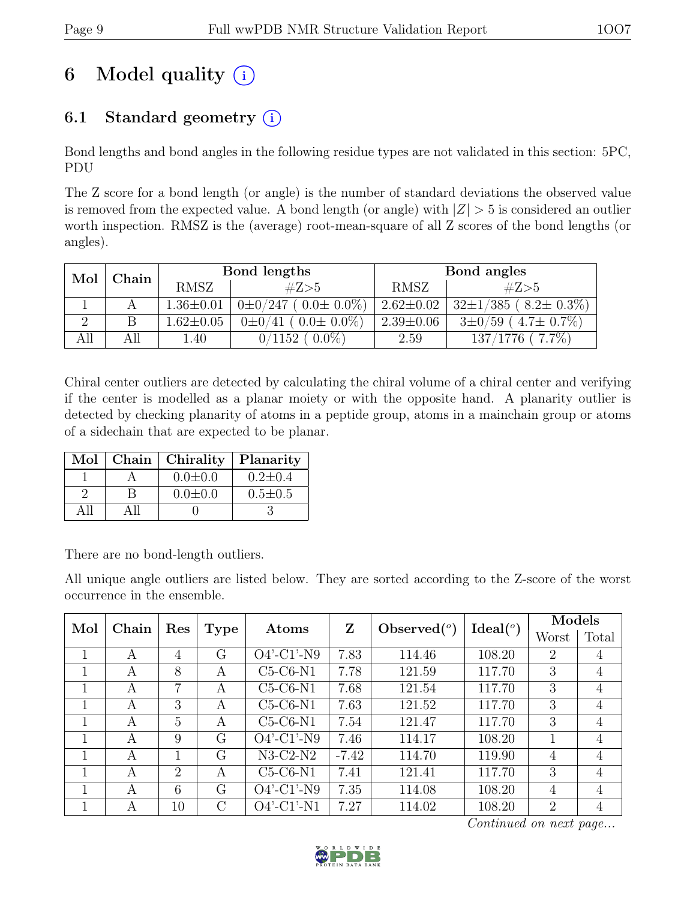# 6 Model quality

## 6.1 Standard geometry

Bond lengths and bond angles in the following residue types are not validated in this section: 5PC, PDU

The Z score for a bond length (or angle) is the number of standard deviations the observed value is removed from the expected value. A bond length (or angle) with $|Z| > 5$ is considered an outlier worth inspection. RMSZ is the (average) root-mean-square of all Z scores of the bond lengths (or angles).

| Mol | Chain | Bond lengths | | Bond angles | |
|---|---|---|---|---|---|
| | | RMSZ | #Z>5 | RMSZ | #Z>5 |
| 1 | A | 1.36±0.01 | 0±0/247 ( 0.0± 0.0%) | 2.62±0.02 | 32±1/385 ( 8.2± 0.3%) |
| 2 | B | 1.62±0.05 | 0±0/41 ( 0.0± 0.0%) | 2.39±0.06 | 3±0/59 ( 4.7± 0.7%) |
| All | All | 1.40 | 0/1152 ( 0.0%) | 2.59 | 137/1776 ( 7.7%) |

Chiral center outliers are detected by calculating the chiral volume of a chiral center and verifying if the center is modelled as a planar moiety or with the opposite hand. A planarity outlier is detected by checking planarity of atoms in a peptide group, atoms in a mainchain group or atoms of a sidechain that are expected to be planar.

| Mol | Chain | Chirality | Planarity |
|---|---|---|---|
| 1 | A | 0.0±0.0 | 0.2±0.4 |
| 2 | B | 0.0±0.0 | 0.5±0.5 |
| All | All | 0 | 3 |

There are no bond-length outliers.

All unique angle outliers are listed below. They are sorted according to the Z-score of the worst occurrence in the ensemble.

| Mol | Chain | Res | Type | Atoms | Z | Observed(°) | Ideal(°) | Models | |
|---|---|---|---|---|---|---|---|---|---|
| | | | | | | | | Worst | Total |
| 1 | A | 4 | G | O4'-C1'-N9 | 7.83 | 114.46 | 108.20 | 2 | 4 |
| 1 | A | 8 | A | C5-C6-N1 | 7.78 | 121.59 | 117.70 | 3 | 4 |
| 1 | A | 7 | A | C5-C6-N1 | 7.68 | 121.54 | 117.70 | 3 | 4 |
| 1 | A | 3 | A | C5-C6-N1 | 7.63 | 121.52 | 117.70 | 3 | 4 |
| 1 | A | 5 | A | C5-C6-N1 | 7.54 | 121.47 | 117.70 | 3 | 4 |
| 1 | A | 9 | G | O4'-C1'-N9 | 7.46 | 114.17 | 108.20 | 1 | 4 |
| 1 | A | 1 | G | N3-C2-N2 | -7.42 | 114.70 | 119.90 | 4 | 4 |
| 1 | A | 2 | A | C5-C6-N1 | 7.41 | 121.41 | 117.70 | 3 | 4 |
| 1 | A | 6 | G | O4'-C1'-N9 | 7.35 | 114.08 | 108.20 | 4 | 4 |
| 1 | A | 10 | C | O4'-C1'-N1 | 7.27 | 114.02 | 108.20 | 2 | 4 |

*Continued on next page...*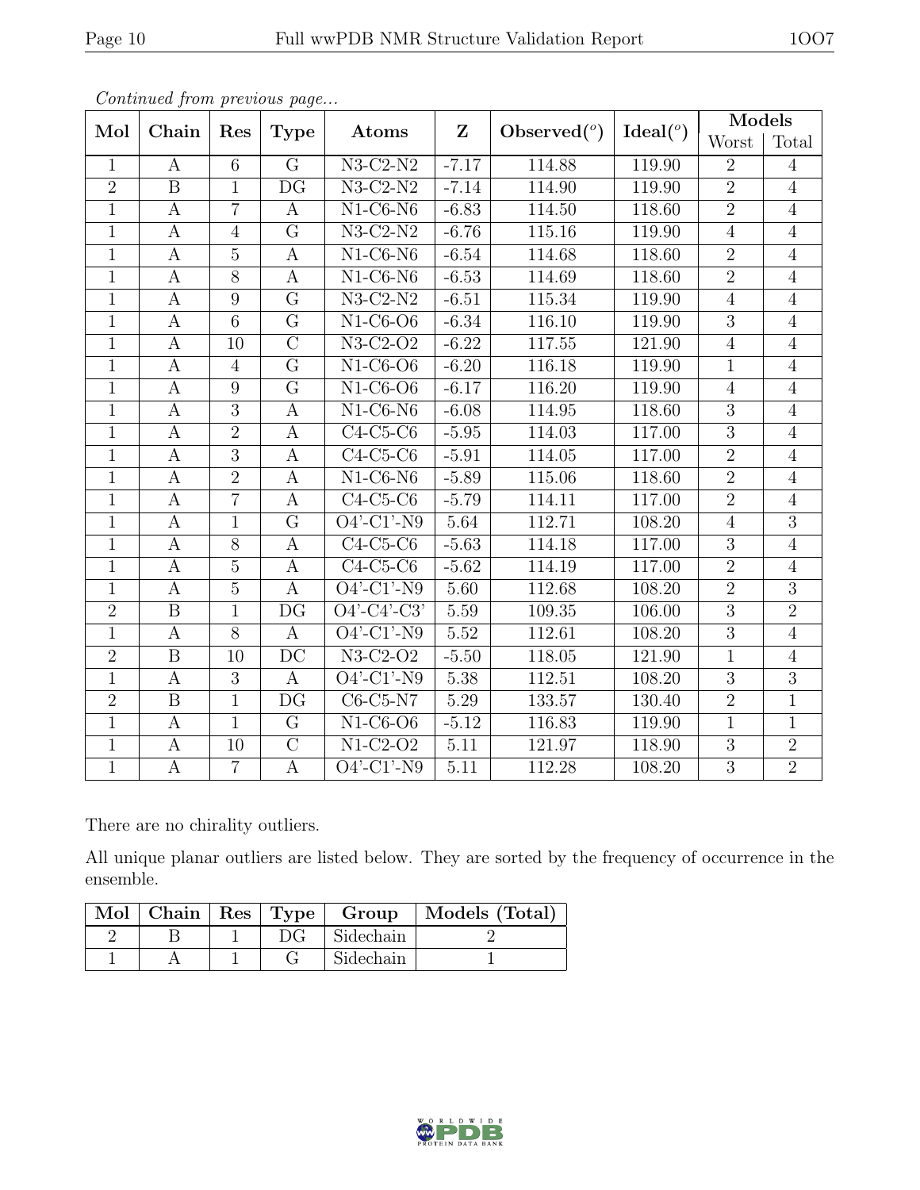*Continued from previous page...*

| Mol | Chain | Res | Type | Atoms | Z | Observed(°) | Ideal(°) | Models | |
|---|---|---|---|---|---|---|---|---|---|
| | | | | | | | | Worst | Total |
| 1 | A | 6 | G | N3-C2-N2 | -7.17 | 114.88 | 119.90 | 2 | 4 |
| 2 | B | 1 | DG | N3-C2-N2 | -7.14 | 114.90 | 119.90 | 2 | 4 |
| 1 | A | 7 | A | N1-C6-N6 | -6.83 | 114.50 | 118.60 | 2 | 4 |
| 1 | A | 4 | G | N3-C2-N2 | -6.76 | 115.16 | 119.90 | 4 | 4 |
| 1 | A | 5 | A | N1-C6-N6 | -6.54 | 114.68 | 118.60 | 2 | 4 |
| 1 | A | 8 | A | N1-C6-N6 | -6.53 | 114.69 | 118.60 | 2 | 4 |
| 1 | A | 9 | G | N3-C2-N2 | -6.51 | 115.34 | 119.90 | 4 | 4 |
| 1 | A | 6 | G | N1-C6-O6 | -6.34 | 116.10 | 119.90 | 3 | 4 |
| 1 | A | 10 | C | N3-C2-O2 | -6.22 | 117.55 | 121.90 | 4 | 4 |
| 1 | A | 4 | G | N1-C6-O6 | -6.20 | 116.18 | 119.90 | 1 | 4 |
| 1 | A | 9 | G | N1-C6-O6 | -6.17 | 116.20 | 119.90 | 4 | 4 |
| 1 | A | 3 | A | N1-C6-N6 | -6.08 | 114.95 | 118.60 | 3 | 4 |
| 1 | A | 2 | A | C4-C5-C6 | -5.95 | 114.03 | 117.00 | 3 | 4 |
| 1 | A | 3 | A | C4-C5-C6 | -5.91 | 114.05 | 117.00 | 2 | 4 |
| 1 | A | 2 | A | N1-C6-N6 | -5.89 | 115.06 | 118.60 | 2 | 4 |
| 1 | A | 7 | A | C4-C5-C6 | -5.79 | 114.11 | 117.00 | 2 | 4 |
| 1 | A | 1 | G | O4'-C1'-N9 | 5.64 | 112.71 | 108.20 | 4 | 3 |
| 1 | A | 8 | A | C4-C5-C6 | -5.63 | 114.18 | 117.00 | 3 | 4 |
| 1 | A | 5 | A | C4-C5-C6 | -5.62 | 114.19 | 117.00 | 2 | 4 |
| 1 | A | 5 | A | O4'-C1'-N9 | 5.60 | 112.68 | 108.20 | 2 | 3 |
| 2 | B | 1 | DG | O4'-C4'-C3' | 5.59 | 109.35 | 106.00 | 3 | 2 |
| 1 | A | 8 | A | O4'-C1'-N9 | 5.52 | 112.61 | 108.20 | 3 | 4 |
| 2 | B | 10 | DC | N3-C2-O2 | -5.50 | 118.05 | 121.90 | 1 | 4 |
| 1 | A | 3 | A | O4'-C1'-N9 | 5.38 | 112.51 | 108.20 | 3 | 3 |
| 2 | B | 1 | DG | C6-C5-N7 | 5.29 | 133.57 | 130.40 | 2 | 1 |
| 1 | A | 1 | G | N1-C6-O6 | -5.12 | 116.83 | 119.90 | 1 | 1 |
| 1 | A | 10 | C | N1-C2-O2 | 5.11 | 121.97 | 118.90 | 3 | 2 |
| 1 | A | 7 | A | O4'-C1'-N9 | 5.11 | 112.28 | 108.20 | 3 | 2 |

There are no chirality outliers.

All unique planar outliers are listed below. They are sorted by the frequency of occurrence in the ensemble.

| Mol | Chain | Res | Type | Group | Models (Total) |
|---|---|---|---|---|---|
| 2 | B | 1 | DG | Sidechain | 2 |
| 1 | A | 1 | G | Sidechain | 1 |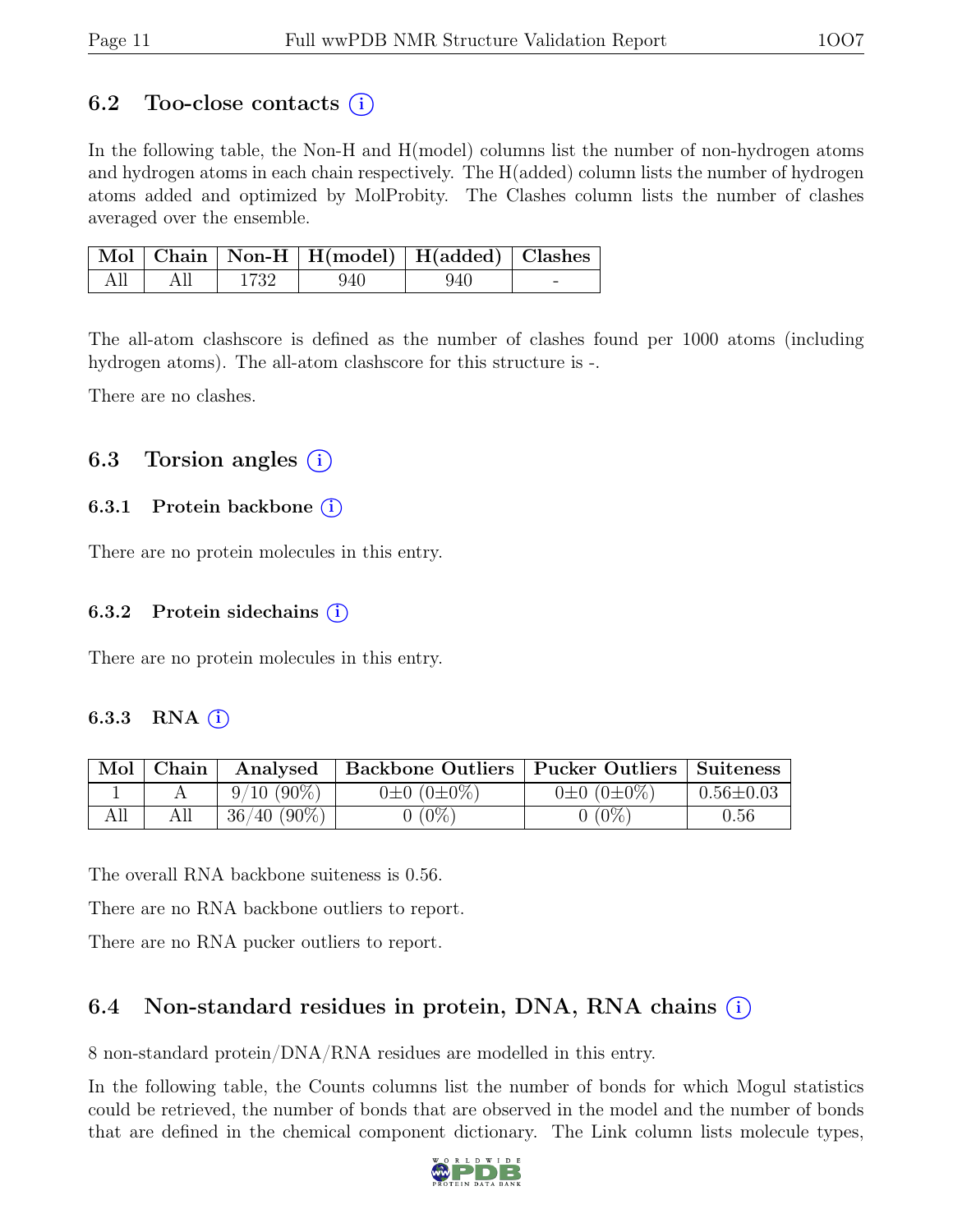## 6.2 Too-close contacts (i)

In the following table, the Non-H and H(model) columns list the number of non-hydrogen atoms and hydrogen atoms in each chain respectively. The H(added) column lists the number of hydrogen atoms added and optimized by MolProbity. The Clashes column lists the number of clashes averaged over the ensemble.

| Mol | Chain | Non-H | H(model) | H(added) | Clashes |
|---|---|---|---|---|---|
| All | All | 1732 | 940 | 940 | - |

The all-atom clashscore is defined as the number of clashes found per 1000 atoms (including hydrogen atoms). The all-atom clashscore for this structure is -.

There are no clashes.

## 6.3 Torsion angles (i)

### 6.3.1 Protein backbone (i)

There are no protein molecules in this entry.

### 6.3.2 Protein sidechains (i)

There are no protein molecules in this entry.

### 6.3.3 RNA (i)

| Mol | Chain | Analysed | Backbone Outliers | Pucker Outliers | Suiteness |
|---|---|---|---|---|---|
| 1 | A | 9/10 (90%) | 0±0 (0±0%) | 0±0 (0±0%) | 0.56±0.03 |
| All | All | 36/40 (90%) | 0 (0%) | 0 (0%) | 0.56 |

The overall RNA backbone suiteness is 0.56.

There are no RNA backbone outliers to report.

There are no RNA pucker outliers to report.

## 6.4 Non-standard residues in protein, DNA, RNA chains (i)

8 non-standard protein/DNA/RNA residues are modelled in this entry.

In the following table, the Counts columns list the number of bonds for which Mogul statistics could be retrieved, the number of bonds that are observed in the model and the number of bonds that are defined in the chemical component dictionary. The Link column lists molecule types,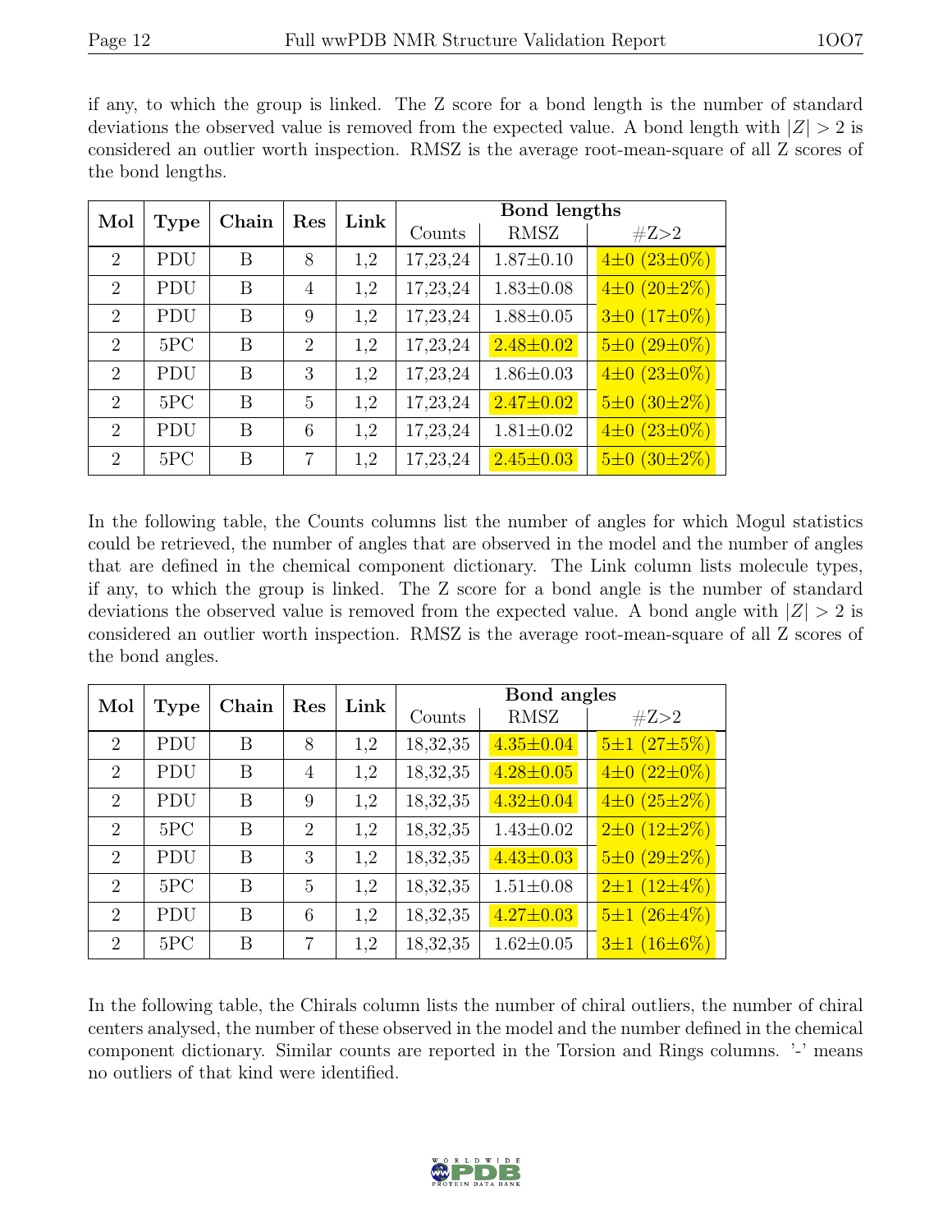if any, to which the group is linked. The Z score for a bond length is the number of standard deviations the observed value is removed from the expected value. A bond length with $|Z| > 2$ is considered an outlier worth inspection. RMSZ is the average root-mean-square of all Z scores of the bond lengths.

| Mol | Type | Chain | Res | Link | Bond lengths | | |
|---|---|---|---|---|---|---|---|
| | | | | | Counts | RMSZ | #Z>2 |
| 2 | PDU | B | 8 | 1,2 | 17,23,24 | 1.87±0.10 | 4±0 (23±0%) |
| 2 | PDU | B | 4 | 1,2 | 17,23,24 | 1.83±0.08 | 4±0 (20±2%) |
| 2 | PDU | B | 9 | 1,2 | 17,23,24 | 1.88±0.05 | 3±0 (17±0%) |
| 2 | 5PC | B | 2 | 1,2 | 17,23,24 | 2.48±0.02 | 5±0 (29±0%) |
| 2 | PDU | B | 3 | 1,2 | 17,23,24 | 1.86±0.03 | 4±0 (23±0%) |
| 2 | 5PC | B | 5 | 1,2 | 17,23,24 | 2.47±0.02 | 5±0 (30±2%) |
| 2 | PDU | B | 6 | 1,2 | 17,23,24 | 1.81±0.02 | 4±0 (23±0%) |
| 2 | 5PC | B | 7 | 1,2 | 17,23,24 | 2.45±0.03 | 5±0 (30±2%) |

In the following table, the Counts columns list the number of angles for which Mogul statistics could be retrieved, the number of angles that are observed in the model and the number of angles that are defined in the chemical component dictionary. The Link column lists molecule types, if any, to which the group is linked. The Z score for a bond angle is the number of standard deviations the observed value is removed from the expected value. A bond angle with $|Z| > 2$ is considered an outlier worth inspection. RMSZ is the average root-mean-square of all Z scores of the bond angles.

| Mol | Type | Chain | Res | Link | Bond angles | | |
|---|---|---|---|---|---|---|---|
| | | | | | Counts | RMSZ | #Z>2 |
| 2 | PDU | B | 8 | 1,2 | 18,32,35 | 4.35±0.04 | 5±1 (27±5%) |
| 2 | PDU | B | 4 | 1,2 | 18,32,35 | 4.28±0.05 | 4±0 (22±0%) |
| 2 | PDU | B | 9 | 1,2 | 18,32,35 | 4.32±0.04 | 4±0 (25±2%) |
| 2 | 5PC | B | 2 | 1,2 | 18,32,35 | 1.43±0.02 | 2±0 (12±2%) |
| 2 | PDU | B | 3 | 1,2 | 18,32,35 | 4.43±0.03 | 5±0 (29±2%) |
| 2 | 5PC | B | 5 | 1,2 | 18,32,35 | 1.51±0.08 | 2±1 (12±4%) |
| 2 | PDU | B | 6 | 1,2 | 18,32,35 | 4.27±0.03 | 5±1 (26±4%) |
| 2 | 5PC | B | 7 | 1,2 | 18,32,35 | 1.62±0.05 | 3±1 (16±6%) |

In the following table, the Chirals column lists the number of chiral outliers, the number of chiral centers analysed, the number of these observed in the model and the number defined in the chemical component dictionary. Similar counts are reported in the Torsion and Rings columns. '-' means no outliers of that kind were identified.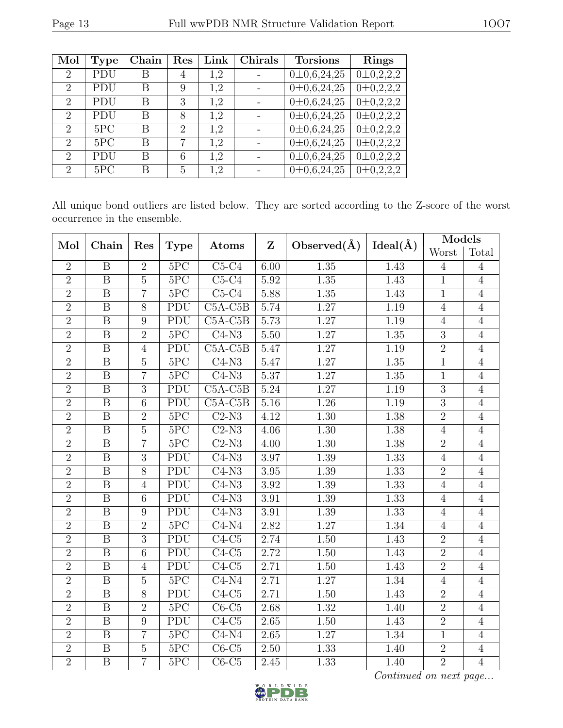| Mol | Type | Chain | Res | Link | Chirals | Torsions | Rings |
|---|---|---|---|---|---|---|---|
| 2 | PDU | B | 4 | 1,2 | - | 0±0,6,24,25 | 0±0,2,2,2 |
| 2 | PDU | B | 9 | 1,2 | - | 0±0,6,24,25 | 0±0,2,2,2 |
| 2 | PDU | B | 3 | 1,2 | - | 0±0,6,24,25 | 0±0,2,2,2 |
| 2 | PDU | B | 8 | 1,2 | - | 0±0,6,24,25 | 0±0,2,2,2 |
| 2 | 5PC | B | 2 | 1,2 | - | 0±0,6,24,25 | 0±0,2,2,2 |
| 2 | 5PC | B | 7 | 1,2 | - | 0±0,6,24,25 | 0±0,2,2,2 |
| 2 | PDU | B | 6 | 1,2 | - | 0±0,6,24,25 | 0±0,2,2,2 |
| 2 | 5PC | B | 5 | 1,2 | - | 0±0,6,24,25 | 0±0,2,2,2 |

All unique bond outliers are listed below. They are sorted according to the Z-score of the worst occurrence in the ensemble.

| Mol | Chain | Res | Type | Atoms | Z | Observed(Å) | Ideal(Å) | Models | |
|---|---|---|---|---|---|---|---|---|---|
| | | | | | | | | Worst | Total |
| 2 | B | 2 | 5PC | C5-C4 | 6.00 | 1.35 | 1.43 | 4 | 4 |
| 2 | B | 5 | 5PC | C5-C4 | 5.92 | 1.35 | 1.43 | 1 | 4 |
| 2 | B | 7 | 5PC | C5-C4 | 5.88 | 1.35 | 1.43 | 1 | 4 |
| 2 | B | 8 | PDU | C5A-C5B | 5.74 | 1.27 | 1.19 | 4 | 4 |
| 2 | B | 9 | PDU | C5A-C5B | 5.73 | 1.27 | 1.19 | 4 | 4 |
| 2 | B | 2 | 5PC | C4-N3 | 5.50 | 1.27 | 1.35 | 3 | 4 |
| 2 | B | 4 | PDU | C5A-C5B | 5.47 | 1.27 | 1.19 | 2 | 4 |
| 2 | B | 5 | 5PC | C4-N3 | 5.47 | 1.27 | 1.35 | 1 | 4 |
| 2 | B | 7 | 5PC | C4-N3 | 5.37 | 1.27 | 1.35 | 1 | 4 |
| 2 | B | 3 | PDU | C5A-C5B | 5.24 | 1.27 | 1.19 | 3 | 4 |
| 2 | B | 6 | PDU | C5A-C5B | 5.16 | 1.26 | 1.19 | 3 | 4 |
| 2 | B | 2 | 5PC | C2-N3 | 4.12 | 1.30 | 1.38 | 2 | 4 |
| 2 | B | 5 | 5PC | C2-N3 | 4.06 | 1.30 | 1.38 | 4 | 4 |
| 2 | B | 7 | 5PC | C2-N3 | 4.00 | 1.30 | 1.38 | 2 | 4 |
| 2 | B | 3 | PDU | C4-N3 | 3.97 | 1.39 | 1.33 | 4 | 4 |
| 2 | B | 8 | PDU | C4-N3 | 3.95 | 1.39 | 1.33 | 2 | 4 |
| 2 | B | 4 | PDU | C4-N3 | 3.92 | 1.39 | 1.33 | 4 | 4 |
| 2 | B | 6 | PDU | C4-N3 | 3.91 | 1.39 | 1.33 | 4 | 4 |
| 2 | B | 9 | PDU | C4-N3 | 3.91 | 1.39 | 1.33 | 4 | 4 |
| 2 | B | 2 | 5PC | C4-N4 | 2.82 | 1.27 | 1.34 | 4 | 4 |
| 2 | B | 3 | PDU | C4-C5 | 2.74 | 1.50 | 1.43 | 2 | 4 |
| 2 | B | 6 | PDU | C4-C5 | 2.72 | 1.50 | 1.43 | 2 | 4 |
| 2 | B | 4 | PDU | C4-C5 | 2.71 | 1.50 | 1.43 | 2 | 4 |
| 2 | B | 5 | 5PC | C4-N4 | 2.71 | 1.27 | 1.34 | 4 | 4 |
| 2 | B | 8 | PDU | C4-C5 | 2.71 | 1.50 | 1.43 | 2 | 4 |
| 2 | B | 2 | 5PC | C6-C5 | 2.68 | 1.32 | 1.40 | 2 | 4 |
| 2 | B | 9 | PDU | C4-C5 | 2.65 | 1.50 | 1.43 | 2 | 4 |
| 2 | B | 7 | 5PC | C4-N4 | 2.65 | 1.27 | 1.34 | 1 | 4 |
| 2 | B | 5 | 5PC | C6-C5 | 2.50 | 1.33 | 1.40 | 2 | 4 |
| 2 | B | 7 | 5PC | C6-C5 | 2.45 | 1.33 | 1.40 | 2 | 4 |

*Continued on next page...*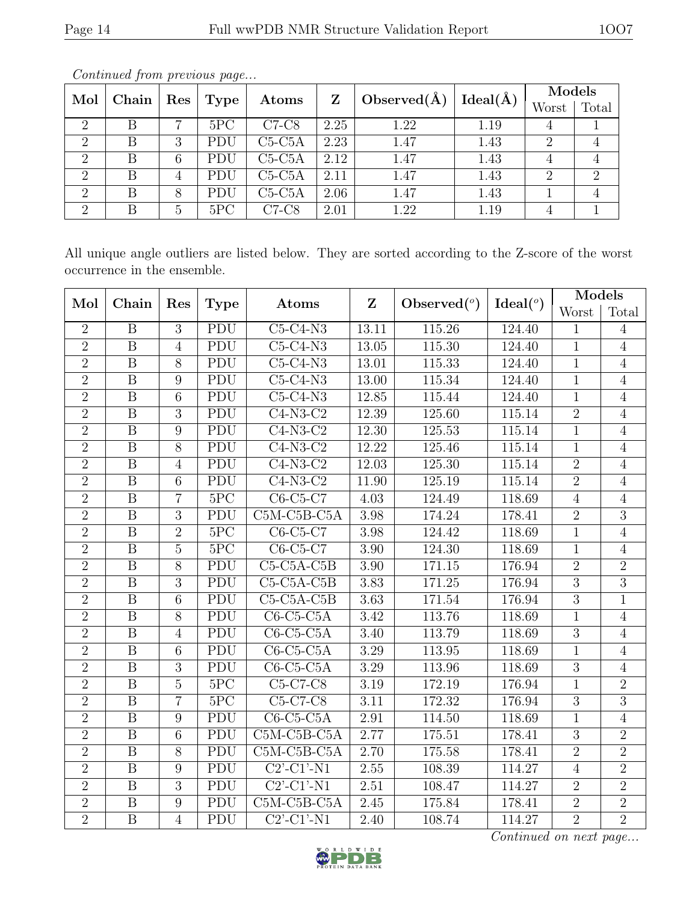*Continued from previous page...*

| Mol | Chain | Res | Type | Atoms | Z | Observed(Å) | Ideal(Å) | Models | |
|---|---|---|---|---|---|---|---|---|---|
| | | | | | | | | Worst | Total |
| 2 | B | 7 | 5PC | C7-C8 | 2.25 | 1.22 | 1.19 | 4 | 1 |
| 2 | B | 3 | PDU | C5-C5A | 2.23 | 1.47 | 1.43 | 2 | 4 |
| 2 | B | 6 | PDU | C5-C5A | 2.12 | 1.47 | 1.43 | 4 | 4 |
| 2 | B | 4 | PDU | C5-C5A | 2.11 | 1.47 | 1.43 | 2 | 2 |
| 2 | B | 8 | PDU | C5-C5A | 2.06 | 1.47 | 1.43 | 1 | 4 |
| 2 | B | 5 | 5PC | C7-C8 | 2.01 | 1.22 | 1.19 | 4 | 1 |

All unique angle outliers are listed below. They are sorted according to the Z-score of the worst occurrence in the ensemble.

| Mol | Chain | Res | Type | Atoms | Z | Observed(°) | Ideal(°) | Models | |
|---|---|---|---|---|---|---|---|---|---|
| | | | | | | | | Worst | Total |
| 2 | B | 3 | PDU | C5-C4-N3 | 13.11 | 115.26 | 124.40 | 1 | 4 |
| 2 | B | 4 | PDU | C5-C4-N3 | 13.05 | 115.30 | 124.40 | 1 | 4 |
| 2 | B | 8 | PDU | C5-C4-N3 | 13.01 | 115.33 | 124.40 | 1 | 4 |
| 2 | B | 9 | PDU | C5-C4-N3 | 13.00 | 115.34 | 124.40 | 1 | 4 |
| 2 | B | 6 | PDU | C5-C4-N3 | 12.85 | 115.44 | 124.40 | 1 | 4 |
| 2 | B | 3 | PDU | C4-N3-C2 | 12.39 | 125.60 | 115.14 | 2 | 4 |
| 2 | B | 9 | PDU | C4-N3-C2 | 12.30 | 125.53 | 115.14 | 1 | 4 |
| 2 | B | 8 | PDU | C4-N3-C2 | 12.22 | 125.46 | 115.14 | 1 | 4 |
| 2 | B | 4 | PDU | C4-N3-C2 | 12.03 | 125.30 | 115.14 | 2 | 4 |
| 2 | B | 6 | PDU | C4-N3-C2 | 11.90 | 125.19 | 115.14 | 2 | 4 |
| 2 | B | 7 | 5PC | C6-C5-C7 | 4.03 | 124.49 | 118.69 | 4 | 4 |
| 2 | B | 3 | PDU | C5M-C5B-C5A | 3.98 | 174.24 | 178.41 | 2 | 3 |
| 2 | B | 2 | 5PC | C6-C5-C7 | 3.98 | 124.42 | 118.69 | 1 | 4 |
| 2 | B | 5 | 5PC | C6-C5-C7 | 3.90 | 124.30 | 118.69 | 1 | 4 |
| 2 | B | 8 | PDU | C5-C5A-C5B | 3.90 | 171.15 | 176.94 | 2 | 2 |
| 2 | B | 3 | PDU | C5-C5A-C5B | 3.83 | 171.25 | 176.94 | 3 | 3 |
| 2 | B | 6 | PDU | C5-C5A-C5B | 3.63 | 171.54 | 176.94 | 3 | 1 |
| 2 | B | 8 | PDU | C6-C5-C5A | 3.42 | 113.76 | 118.69 | 1 | 4 |
| 2 | B | 4 | PDU | C6-C5-C5A | 3.40 | 113.79 | 118.69 | 3 | 4 |
| 2 | B | 6 | PDU | C6-C5-C5A | 3.29 | 113.95 | 118.69 | 1 | 4 |
| 2 | B | 3 | PDU | C6-C5-C5A | 3.29 | 113.96 | 118.69 | 3 | 4 |
| 2 | B | 5 | 5PC | C5-C7-C8 | 3.19 | 172.19 | 176.94 | 1 | 2 |
| 2 | B | 7 | 5PC | C5-C7-C8 | 3.11 | 172.32 | 176.94 | 3 | 3 |
| 2 | B | 9 | PDU | C6-C5-C5A | 2.91 | 114.50 | 118.69 | 1 | 4 |
| 2 | B | 6 | PDU | C5M-C5B-C5A | 2.77 | 175.51 | 178.41 | 3 | 2 |
| 2 | B | 8 | PDU | C5M-C5B-C5A | 2.70 | 175.58 | 178.41 | 2 | 2 |
| 2 | B | 9 | PDU | C2'-C1'-N1 | 2.55 | 108.39 | 114.27 | 4 | 2 |
| 2 | B | 3 | PDU | C2'-C1'-N1 | 2.51 | 108.47 | 114.27 | 2 | 2 |
| 2 | B | 9 | PDU | C5M-C5B-C5A | 2.45 | 175.84 | 178.41 | 2 | 2 |
| 2 | B | 4 | PDU | C2'-C1'-N1 | 2.40 | 108.74 | 114.27 | 2 | 2 |

*Continued on next page...*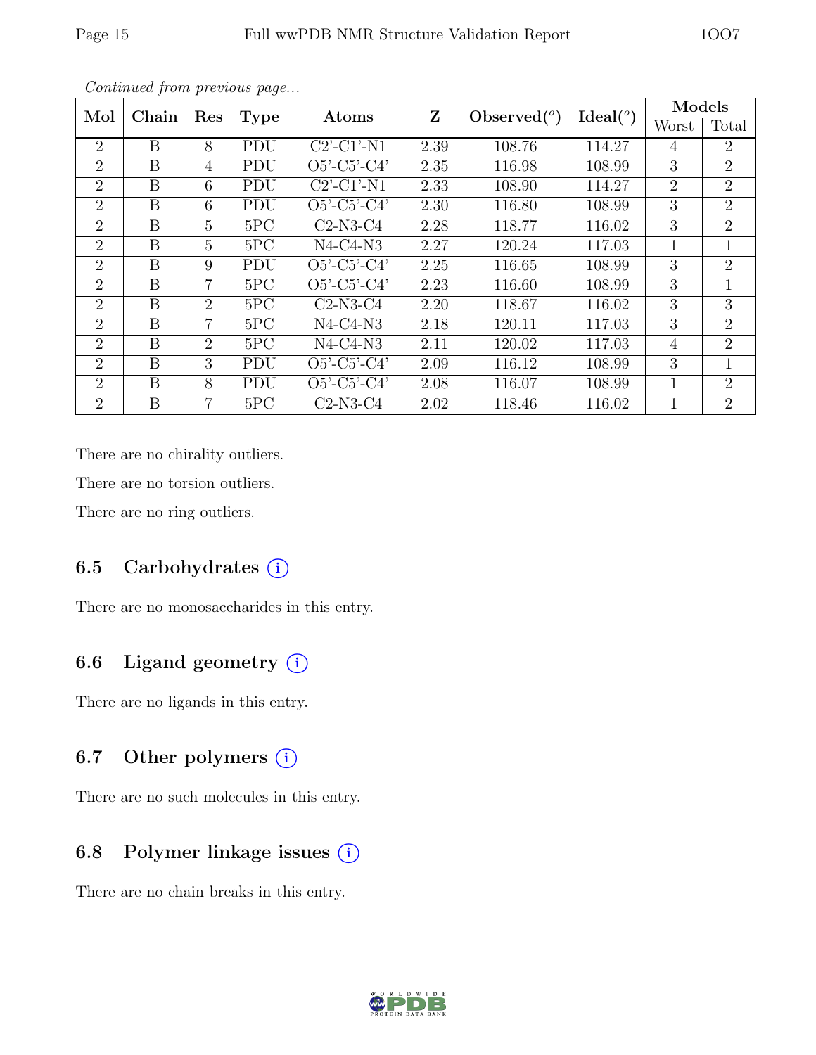*Continued from previous page...*

| Mol | Chain | Res | Type | Atoms | Z | Observed(°) | Ideal(°) | Models | |
|---|---|---|---|---|---|---|---|---|---|
| | | | | | | | | Worst | Total |
| 2 | B | 8 | PDU | C2'-C1'-N1 | 2.39 | 108.76 | 114.27 | 4 | 2 |
| 2 | B | 4 | PDU | O5'-C5'-C4' | 2.35 | 116.98 | 108.99 | 3 | 2 |
| 2 | B | 6 | PDU | C2'-C1'-N1 | 2.33 | 108.90 | 114.27 | 2 | 2 |
| 2 | B | 6 | PDU | O5'-C5'-C4' | 2.30 | 116.80 | 108.99 | 3 | 2 |
| 2 | B | 5 | 5PC | C2-N3-C4 | 2.28 | 118.77 | 116.02 | 3 | 2 |
| 2 | B | 5 | 5PC | N4-C4-N3 | 2.27 | 120.24 | 117.03 | 1 | 1 |
| 2 | B | 9 | PDU | O5'-C5'-C4' | 2.25 | 116.65 | 108.99 | 3 | 2 |
| 2 | B | 7 | 5PC | O5'-C5'-C4' | 2.23 | 116.60 | 108.99 | 3 | 1 |
| 2 | B | 2 | 5PC | C2-N3-C4 | 2.20 | 118.67 | 116.02 | 3 | 3 |
| 2 | B | 7 | 5PC | N4-C4-N3 | 2.18 | 120.11 | 117.03 | 3 | 2 |
| 2 | B | 2 | 5PC | N4-C4-N3 | 2.11 | 120.02 | 117.03 | 4 | 2 |
| 2 | B | 3 | PDU | O5'-C5'-C4' | 2.09 | 116.12 | 108.99 | 3 | 1 |
| 2 | B | 8 | PDU | O5'-C5'-C4' | 2.08 | 116.07 | 108.99 | 1 | 2 |
| 2 | B | 7 | 5PC | C2-N3-C4 | 2.02 | 118.46 | 116.02 | 1 | 2 |

There are no chirality outliers.

There are no torsion outliers.

There are no ring outliers.

### 6.5 Carbohydrates

There are no monosaccharides in this entry.

### 6.6 Ligand geometry

There are no ligands in this entry.

### 6.7 Other polymers

There are no such molecules in this entry.

### 6.8 Polymer linkage issues

There are no chain breaks in this entry.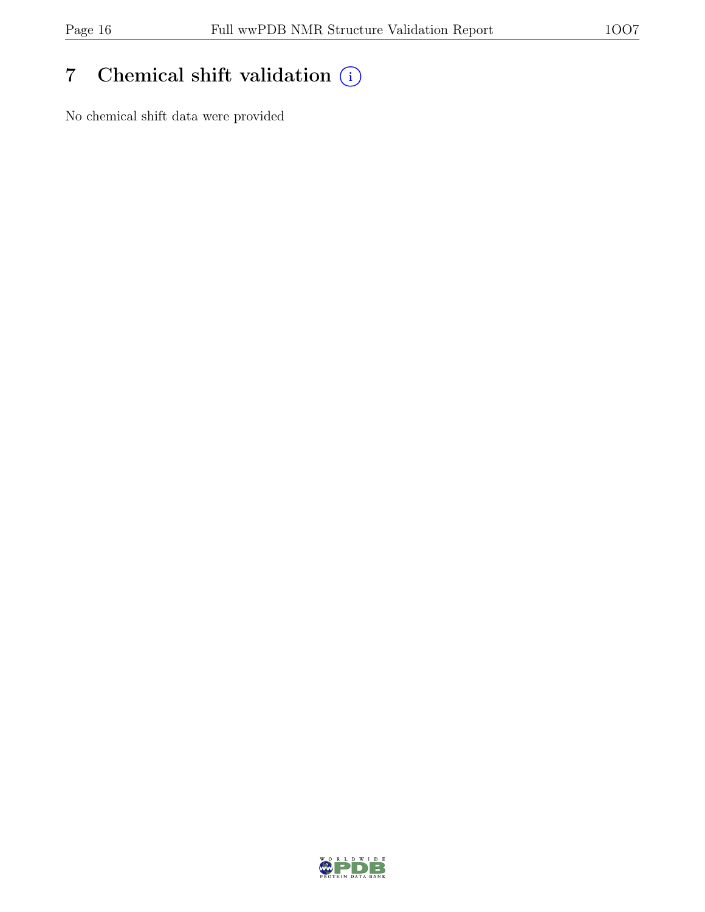# 7 Chemical shift validation

No chemical shift data were provided